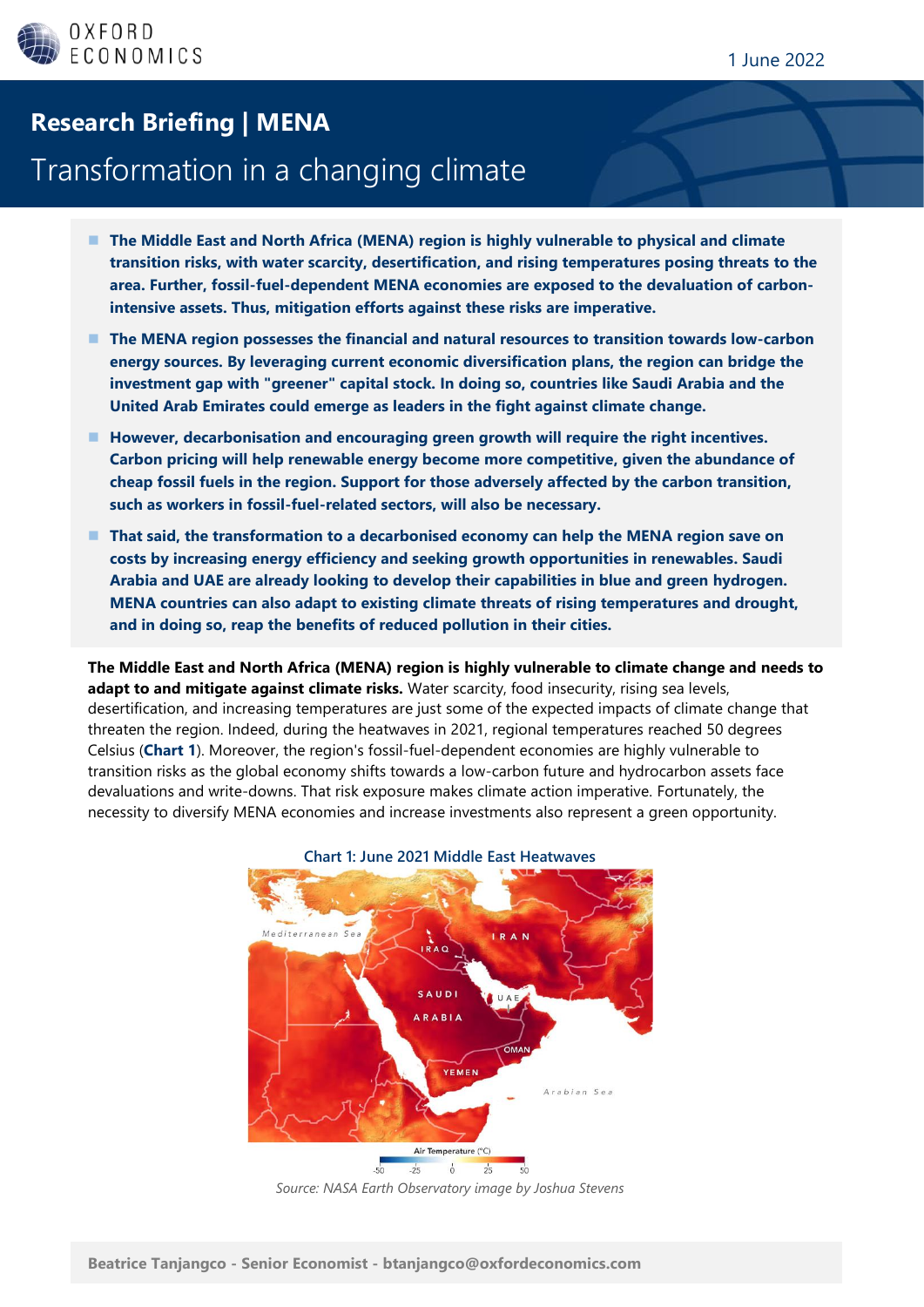1 June 2022

# Research Briefing | MENA

## Transformation in a changing climate

- **The Middle East and North Africa (MENA) region is highly vulnerable to physical and climate transition risks, with water scarcity, desertification, and rising temperatures posing threats to the area. Further, fossil-fuel-dependent MENA economies are exposed to the devaluation of carbon-intensive assets. Thus, mitigation efforts against these risks are imperative.**
- **The MENA region possesses the financial and natural resources to transition towards low-carbon energy sources. By leveraging current economic diversification plans, the region can bridge the investment gap with "greener" capital stock. In doing so, countries like Saudi Arabia and the United Arab Emirates could emerge as leaders in the fight against climate change.**
- **However, decarbonisation and encouraging green growth will require the right incentives. Carbon pricing will help renewable energy become more competitive, given the abundance of cheap fossil fuels in the region. Support for those adversely affected by the carbon transition, such as workers in fossil-fuel-related sectors, will also be necessary.**
- **That said, the transformation to a decarbonised economy can help the MENA region save on costs by increasing energy efficiency and seeking growth opportunities in renewables. Saudi Arabia and UAE are already looking to develop their capabilities in blue and green hydrogen. MENA countries can also adapt to existing climate threats of rising temperatures and drought, and in doing so, reap the benefits of reduced pollution in their cities.**

**The Middle East and North Africa (MENA) region is highly vulnerable to climate change and needs to adapt to and mitigate against climate risks.** Water scarcity, food insecurity, rising sea levels, desertification, and increasing temperatures are just some of the expected impacts of climate change that threaten the region. Indeed, during the heatwaves in 2021, regional temperatures reached 50 degrees Celsius (**Chart 1**). Moreover, the region's fossil-fuel-dependent economies are highly vulnerable to transition risks as the global economy shifts towards a low-carbon future and hydrocarbon assets face devaluations and write-downs. That risk exposure makes climate action imperative. Fortunately, the necessity to diversify MENA economies and increase investments also represent a green opportunity.

Chart 1: June 2021 Middle East Heatwaves

*Source: NASA Earth Observatory image by Joshua Stevens*

Beatrice Tanjangco - Senior Economist - btanjangco@oxfordeconomics.com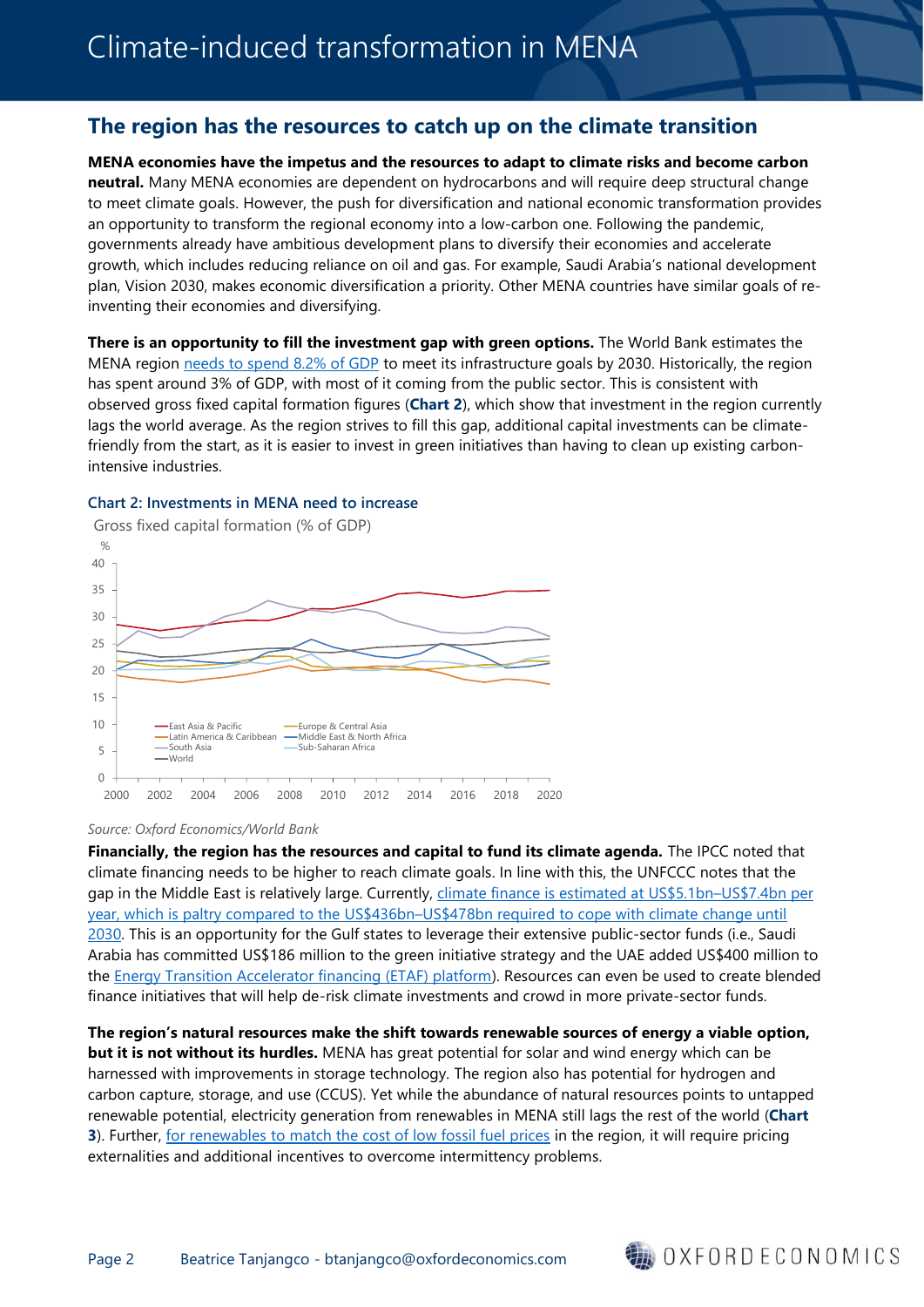## The region has the resources to catch up on the climate transition

**MENA economies have the impetus and the resources to adapt to climate risks and become carbon neutral.** Many MENA economies are dependent on hydrocarbons and will require deep structural change to meet climate goals. However, the push for diversification and national economic transformation provides an opportunity to transform the regional economy into a low-carbon one. Following the pandemic, governments already have ambitious development plans to diversify their economies and accelerate growth, which includes reducing reliance on oil and gas. For example, Saudi Arabia's national development plan, Vision 2030, makes economic diversification a priority. Other MENA countries have similar goals of re-inventing their economies and diversifying.

**There is an opportunity to fill the investment gap with green options.** The World Bank estimates the MENA region needs to spend 8.2% of GDP to meet its infrastructure goals by 2030. Historically, the region has spent around 3% of GDP, with most of it coming from the public sector. This is consistent with observed gross fixed capital formation figures (**Chart 2**), which show that investment in the region currently lags the world average. As the region strives to fill this gap, additional capital investments can be climate-friendly from the start, as it is easier to invest in green initiatives than having to clean up existing carbon-intensive industries.

**Chart 2: Investments in MENA need to increase**

Gross fixed capital formation (% of GDP)

Source: Oxford Economics/World Bank

**Financially, the region has the resources and capital to fund its climate agenda.** The IPCC noted that climate financing needs to be higher to reach climate goals. In line with this, the UNFCCC notes that the gap in the Middle East is relatively large. Currently, climate finance is estimated at US$5.1bn–US$7.4bn per year, which is paltry compared to the US$436bn–US$478bn required to cope with climate change until 2030. This is an opportunity for the Gulf states to leverage their extensive public-sector funds (i.e., Saudi Arabia has committed US$186 million to the green initiative strategy and the UAE added US$400 million to the Energy Transition Accelerator financing (ETAF) platform). Resources can even be used to create blended finance initiatives that will help de-risk climate investments and crowd in more private-sector funds.

**The region's natural resources make the shift towards renewable sources of energy a viable option, but it is not without its hurdles.** MENA has great potential for solar and wind energy which can be harnessed with improvements in storage technology. The region also has potential for hydrogen and carbon capture, storage, and use (CCUS). Yet while the abundance of natural resources points to untapped renewable potential, electricity generation from renewables in MENA still lags the rest of the world (**Chart 3**). Further, for renewables to match the cost of low fossil fuel prices in the region, it will require pricing externalities and additional incentives to overcome intermittency problems.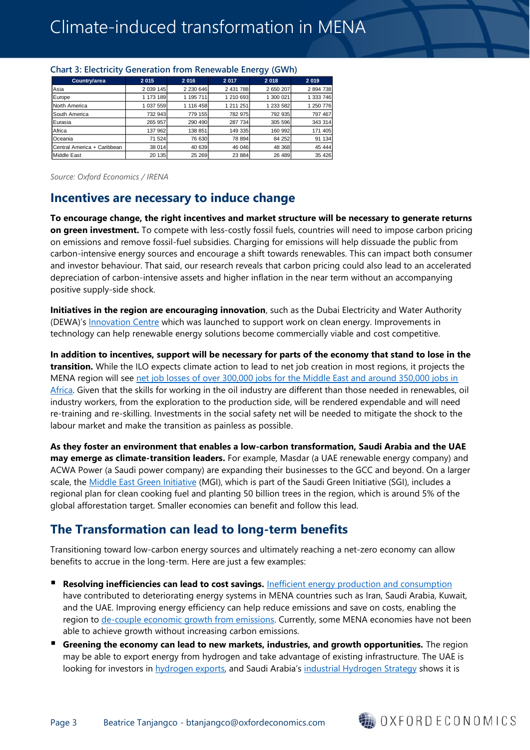**Chart 3: Electricity Generation from Renewable Energy (GWh)**

| Country/area | 2 015 | 2 016 | 2 017 | 2 018 | 2 019 |
|---|---|---|---|---|---|
| Asia | 2 039 145 | 2 230 646 | 2 431 788 | 2 650 207 | 2 894 738 |
| Europe | 1 173 189 | 1 195 711 | 1 210 693 | 1 300 021 | 1 333 746 |
| North America | 1 037 559 | 1 116 458 | 1 211 251 | 1 233 582 | 1 250 776 |
| South America | 732 943 | 779 155 | 782 975 | 792 935 | 797 467 |
| Eurasia | 265 957 | 290 490 | 287 734 | 305 596 | 343 314 |
| Africa | 137 962 | 138 851 | 149 335 | 160 992 | 171 405 |
| Oceania | 71 524 | 76 630 | 78 894 | 84 252 | 91 134 |
| Central America + Caribbean | 38 014 | 40 639 | 46 046 | 48 368 | 45 444 |
| Middle East | 20 135 | 25 269 | 23 884 | 26 489 | 35 426 |

*Source: Oxford Economics / IRENA*

## Incentives are necessary to induce change

**To encourage change, the right incentives and market structure will be necessary to generate returns on green investment.** To compete with less-costly fossil fuels, countries will need to impose carbon pricing on emissions and remove fossil-fuel subsidies. Charging for emissions will help dissuade the public from carbon-intensive energy sources and encourage a shift towards renewables. This can impact both consumer and investor behaviour. That said, our research reveals that carbon pricing could also lead to an accelerated depreciation of carbon-intensive assets and higher inflation in the near term without an accompanying positive supply-side shock.

**Initiatives in the region are encouraging innovation**, such as the Dubai Electricity and Water Authority (DEWA)'s Innovation Centre which was launched to support work on clean energy. Improvements in technology can help renewable energy solutions become commercially viable and cost competitive.

**In addition to incentives, support will be necessary for parts of the economy that stand to lose in the transition.** While the ILO expects climate action to lead to net job creation in most regions, it projects the MENA region will see net job losses of over 300,000 jobs for the Middle East and around 350,000 jobs in Africa. Given that the skills for working in the oil industry are different than those needed in renewables, oil industry workers, from the exploration to the production side, will be rendered expendable and will need re-training and re-skilling. Investments in the social safety net will be needed to mitigate the shock to the labour market and make the transition as painless as possible.

**As they foster an environment that enables a low-carbon transformation, Saudi Arabia and the UAE may emerge as climate-transition leaders.** For example, Masdar (a UAE renewable energy company) and ACWA Power (a Saudi power company) are expanding their businesses to the GCC and beyond. On a larger scale, the Middle East Green Initiative (MGI), which is part of the Saudi Green Initiative (SGI), includes a regional plan for clean cooking fuel and planting 50 billion trees in the region, which is around 5% of the global afforestation target. Smaller economies can benefit and follow this lead.

## The Transformation can lead to long-term benefits

Transitioning toward low-carbon energy sources and ultimately reaching a net-zero economy can allow benefits to accrue in the long-term. Here are just a few examples:

- **Resolving inefficiencies can lead to cost savings.** Inefficient energy production and consumption have contributed to deteriorating energy systems in MENA countries such as Iran, Saudi Arabia, Kuwait, and the UAE. Improving energy efficiency can help reduce emissions and save on costs, enabling the region to de-couple economic growth from emissions. Currently, some MENA economies have not been able to achieve growth without increasing carbon emissions.
- **Greening the economy can lead to new markets, industries, and growth opportunities.** The region may be able to export energy from hydrogen and take advantage of existing infrastructure. The UAE is looking for investors in hydrogen exports, and Saudi Arabia's industrial Hydrogen Strategy shows it is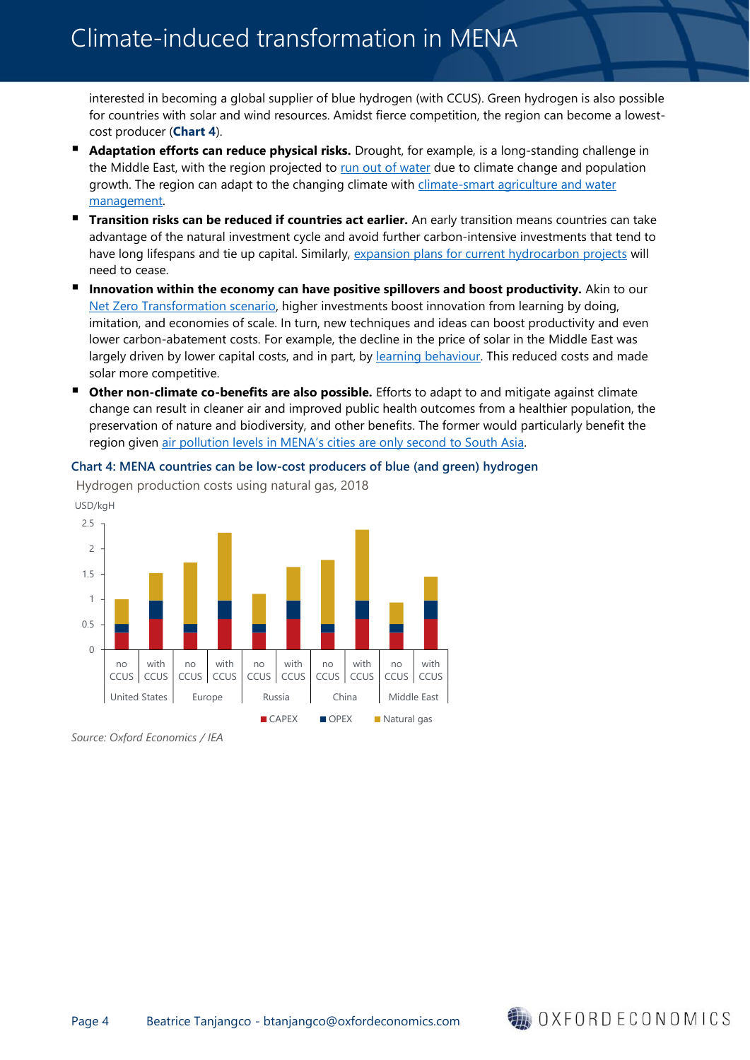interested in becoming a global supplier of blue hydrogen (with CCUS). Green hydrogen is also possible for countries with solar and wind resources. Amidst fierce competition, the region can become a lowest-cost producer (**Chart 4**).

- **Adaptation efforts can reduce physical risks.** Drought, for example, is a long-standing challenge in the Middle East, with the region projected to run out of water due to climate change and population growth. The region can adapt to the changing climate with climate-smart agriculture and water management.
- **Transition risks can be reduced if countries act earlier.** An early transition means countries can take advantage of the natural investment cycle and avoid further carbon-intensive investments that tend to have long lifespans and tie up capital. Similarly, expansion plans for current hydrocarbon projects will need to cease.
- **Innovation within the economy can have positive spillovers and boost productivity.** Akin to our Net Zero Transformation scenario, higher investments boost innovation from learning by doing, imitation, and economies of scale. In turn, new techniques and ideas can boost productivity and even lower carbon-abatement costs. For example, the decline in the price of solar in the Middle East was largely driven by lower capital costs, and in part, by learning behaviour. This reduced costs and made solar more competitive.
- **Other non-climate co-benefits are also possible.** Efforts to adapt to and mitigate against climate change can result in cleaner air and improved public health outcomes from a healthier population, the preservation of nature and biodiversity, and other benefits. The former would particularly benefit the region given air pollution levels in MENA's cities are only second to South Asia.

**Chart 4: MENA countries can be low-cost producers of blue (and green) hydrogen**

Hydrogen production costs using natural gas, 2018

USD/kgH

2.5
2
1.5
1
0.5
0

no CCUS | with CCUS — United States
no CCUS | with CCUS — Europe
no CCUS | with CCUS — Russia
no CCUS | with CCUS — China
no CCUS | with CCUS — Middle East

CAPEX · OPEX · Natural gas

*Source: Oxford Economics / IEA*